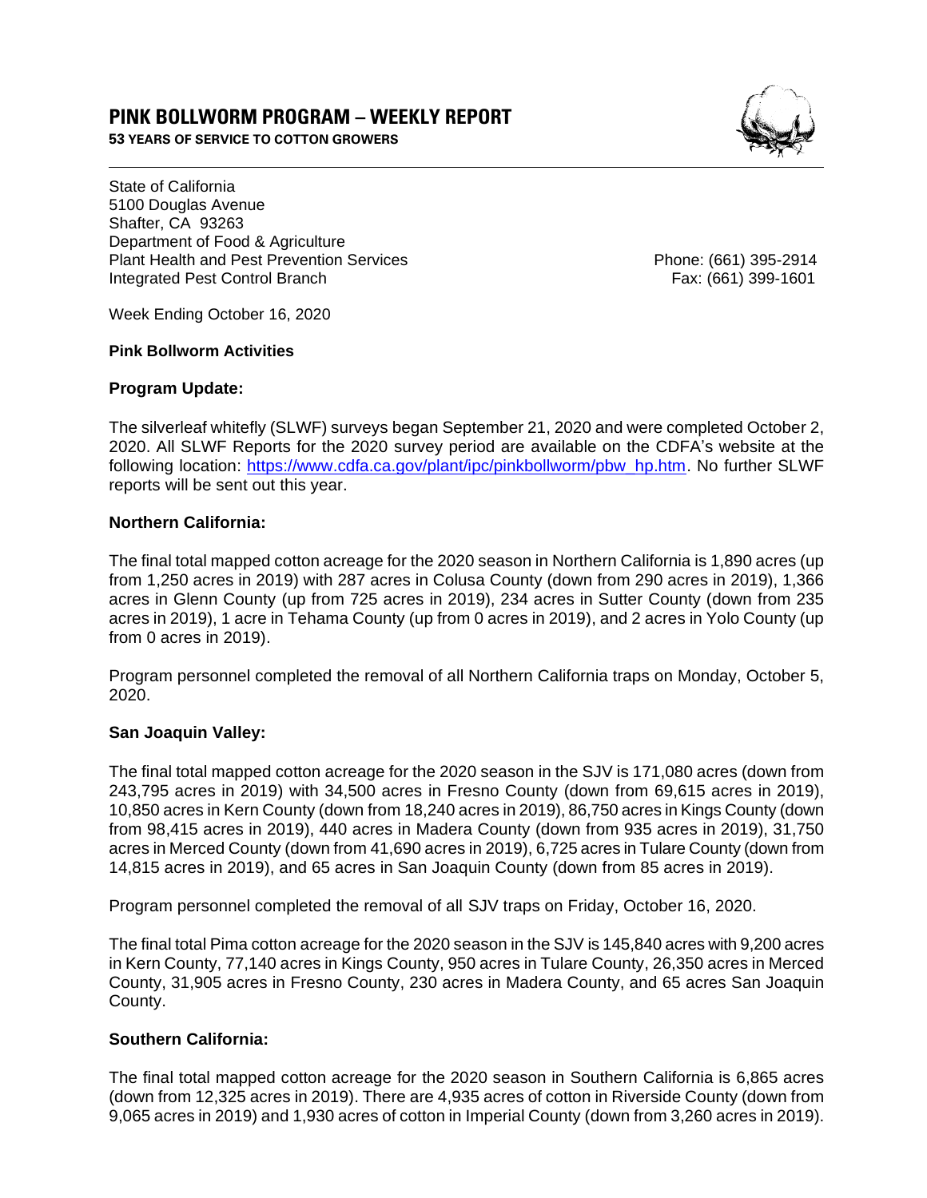# PINK BOLLWORM PROGRAM – WEEKLY REPORT

**53 YEARS OF SERVICE TO COTTON GROWERS**

State of California
5100 Douglas Avenue
Shafter, CA 93263
Department of Food & Agriculture
Plant Health and Pest Prevention Services
Integrated Pest Control Branch

Phone: (661) 395-2914
Fax: (661) 399-1601

Week Ending October 16, 2020

**Pink Bollworm Activities**

## Program Update:

The silverleaf whitefly (SLWF) surveys began September 21, 2020 and were completed October 2, 2020. All SLWF Reports for the 2020 survey period are available on the CDFA's website at the following location: [https://www.cdfa.ca.gov/plant/ipc/pinkbollworm/pbw_hp.htm](https://www.cdfa.ca.gov/plant/ipc/pinkbollworm/pbw_hp.htm). No further SLWF reports will be sent out this year.

## Northern California:

The final total mapped cotton acreage for the 2020 season in Northern California is 1,890 acres (up from 1,250 acres in 2019) with 287 acres in Colusa County (down from 290 acres in 2019), 1,366 acres in Glenn County (up from 725 acres in 2019), 234 acres in Sutter County (down from 235 acres in 2019), 1 acre in Tehama County (up from 0 acres in 2019), and 2 acres in Yolo County (up from 0 acres in 2019).

Program personnel completed the removal of all Northern California traps on Monday, October 5, 2020.

## San Joaquin Valley:

The final total mapped cotton acreage for the 2020 season in the SJV is 171,080 acres (down from 243,795 acres in 2019) with 34,500 acres in Fresno County (down from 69,615 acres in 2019), 10,850 acres in Kern County (down from 18,240 acres in 2019), 86,750 acres in Kings County (down from 98,415 acres in 2019), 440 acres in Madera County (down from 935 acres in 2019), 31,750 acres in Merced County (down from 41,690 acres in 2019), 6,725 acres in Tulare County (down from 14,815 acres in 2019), and 65 acres in San Joaquin County (down from 85 acres in 2019).

Program personnel completed the removal of all SJV traps on Friday, October 16, 2020.

The final total Pima cotton acreage for the 2020 season in the SJV is 145,840 acres with 9,200 acres in Kern County, 77,140 acres in Kings County, 950 acres in Tulare County, 26,350 acres in Merced County, 31,905 acres in Fresno County, 230 acres in Madera County, and 65 acres San Joaquin County.

## Southern California:

The final total mapped cotton acreage for the 2020 season in Southern California is 6,865 acres (down from 12,325 acres in 2019). There are 4,935 acres of cotton in Riverside County (down from 9,065 acres in 2019) and 1,930 acres of cotton in Imperial County (down from 3,260 acres in 2019).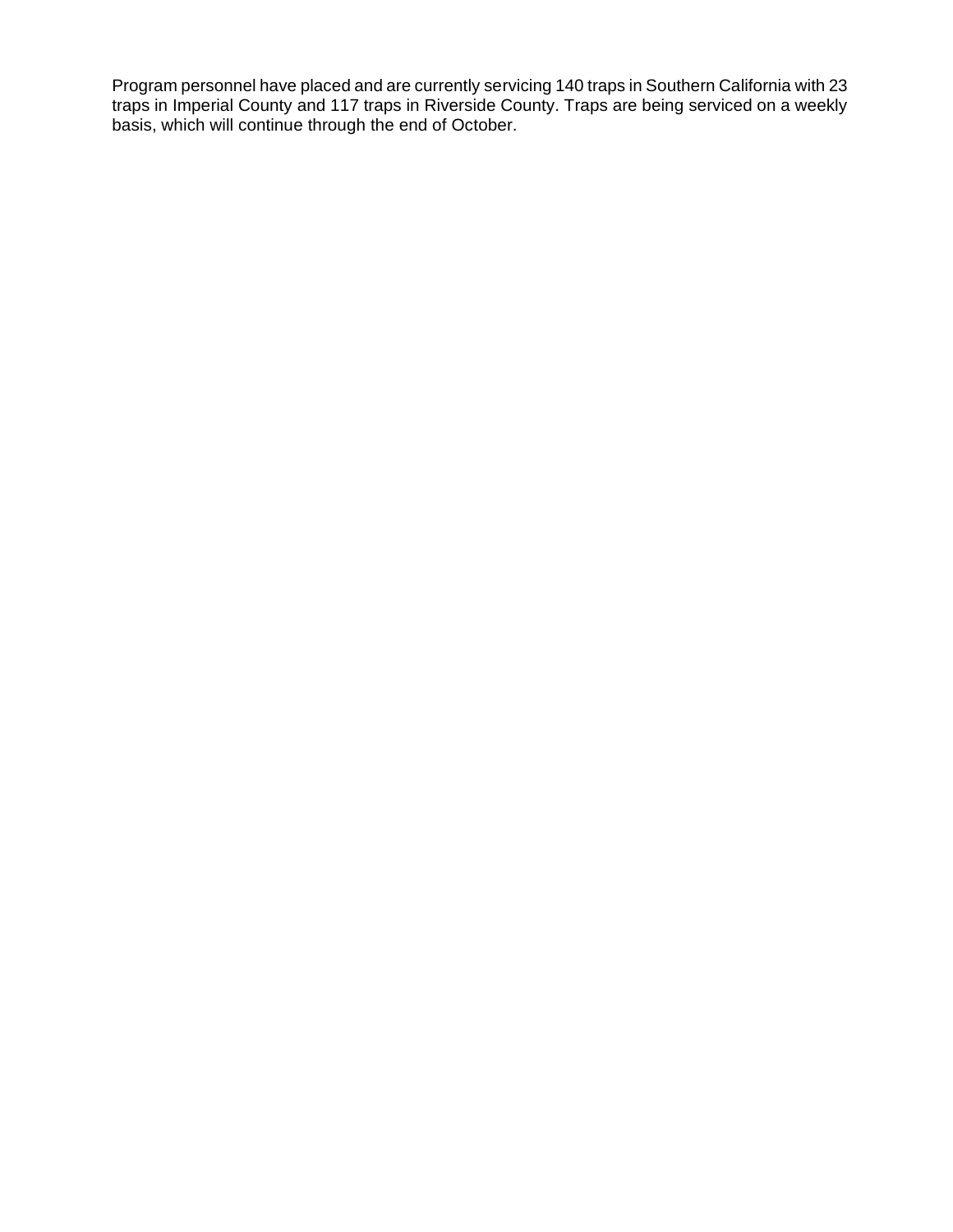Program personnel have placed and are currently servicing 140 traps in Southern California with 23 traps in Imperial County and 117 traps in Riverside County. Traps are being serviced on a weekly basis, which will continue through the end of October.